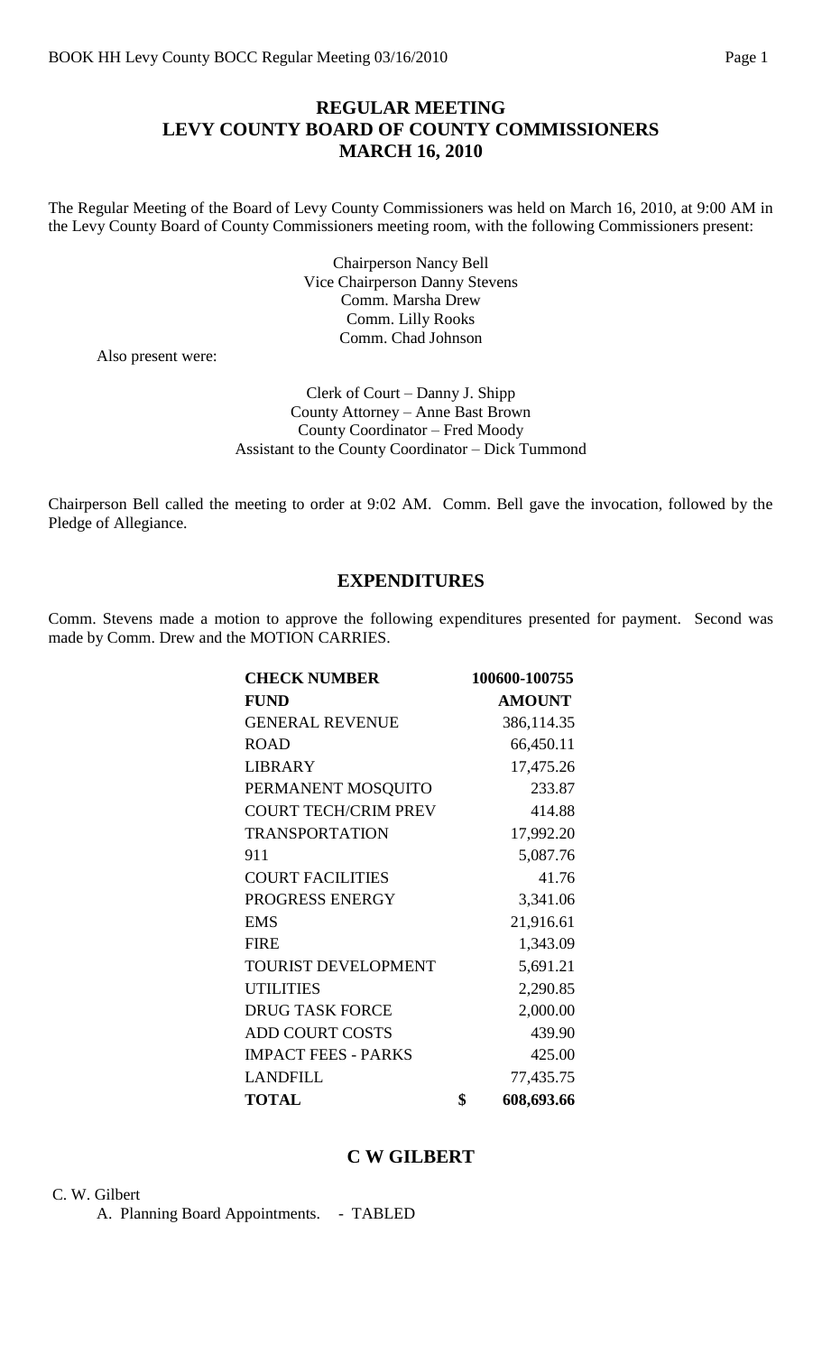# REGULAR MEETING
# LEVY COUNTY BOARD OF COUNTY COMMISSIONERS
# MARCH 16, 2010

The Regular Meeting of the Board of Levy County Commissioners was held on March 16, 2010, at 9:00 AM in the Levy County Board of County Commissioners meeting room, with the following Commissioners present:

Chairperson Nancy Bell
Vice Chairperson Danny Stevens
Comm. Marsha Drew
Comm. Lilly Rooks
Comm. Chad Johnson

Also present were:

Clerk of Court – Danny J. Shipp
County Attorney – Anne Bast Brown
County Coordinator – Fred Moody
Assistant to the County Coordinator – Dick Tummond

Chairperson Bell called the meeting to order at 9:02 AM. Comm. Bell gave the invocation, followed by the Pledge of Allegiance.

## EXPENDITURES

Comm. Stevens made a motion to approve the following expenditures presented for payment. Second was made by Comm. Drew and the MOTION CARRIES.

| **CHECK NUMBER** | **100600-100755** |
|---|---|
| **FUND** | **AMOUNT** |
| GENERAL REVENUE | 386,114.35 |
| ROAD | 66,450.11 |
| LIBRARY | 17,475.26 |
| PERMANENT MOSQUITO | 233.87 |
| COURT TECH/CRIM PREV | 414.88 |
| TRANSPORTATION | 17,992.20 |
| 911 | 5,087.76 |
| COURT FACILITIES | 41.76 |
| PROGRESS ENERGY | 3,341.06 |
| EMS | 21,916.61 |
| FIRE | 1,343.09 |
| TOURIST DEVELOPMENT | 5,691.21 |
| UTILITIES | 2,290.85 |
| DRUG TASK FORCE | 2,000.00 |
| ADD COURT COSTS | 439.90 |
| IMPACT FEES - PARKS | 425.00 |
| LANDFILL | 77,435.75 |
| **TOTAL** | **$ 608,693.66** |

## C W GILBERT

C. W. Gilbert

A. Planning Board Appointments. - TABLED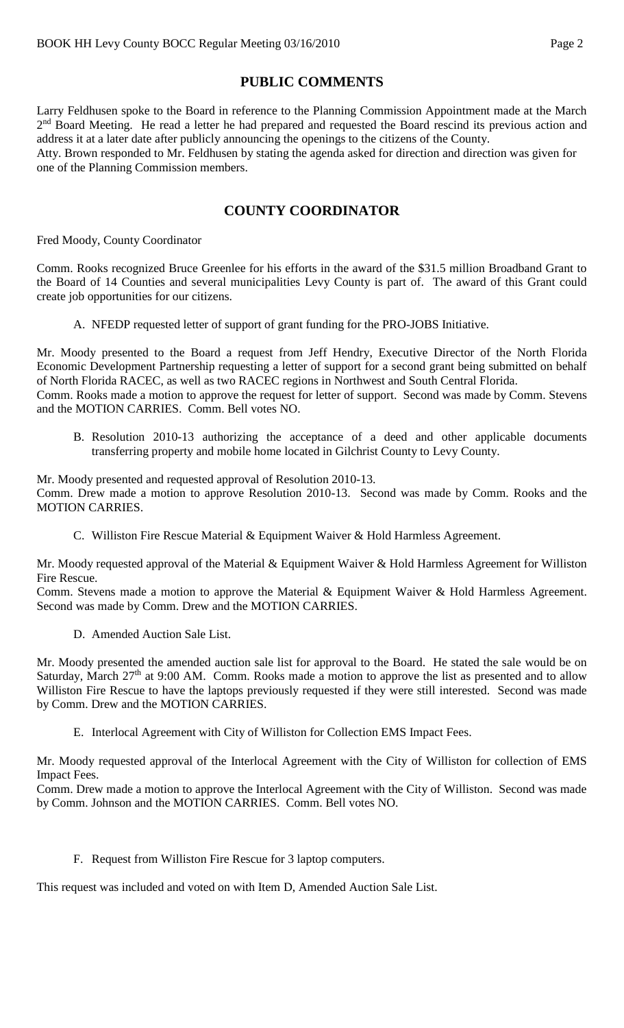## PUBLIC COMMENTS

Larry Feldhusen spoke to the Board in reference to the Planning Commission Appointment made at the March 2nd Board Meeting. He read a letter he had prepared and requested the Board rescind its previous action and address it at a later date after publicly announcing the openings to the citizens of the County.
Atty. Brown responded to Mr. Feldhusen by stating the agenda asked for direction and direction was given for one of the Planning Commission members.

## COUNTY COORDINATOR

Fred Moody, County Coordinator

Comm. Rooks recognized Bruce Greenlee for his efforts in the award of the $31.5 million Broadband Grant to the Board of 14 Counties and several municipalities Levy County is part of. The award of this Grant could create job opportunities for our citizens.

A. NFEDP requested letter of support of grant funding for the PRO-JOBS Initiative.

Mr. Moody presented to the Board a request from Jeff Hendry, Executive Director of the North Florida Economic Development Partnership requesting a letter of support for a second grant being submitted on behalf of North Florida RACEC, as well as two RACEC regions in Northwest and South Central Florida.
Comm. Rooks made a motion to approve the request for letter of support. Second was made by Comm. Stevens and the MOTION CARRIES. Comm. Bell votes NO.

B. Resolution 2010-13 authorizing the acceptance of a deed and other applicable documents transferring property and mobile home located in Gilchrist County to Levy County.

Mr. Moody presented and requested approval of Resolution 2010-13.
Comm. Drew made a motion to approve Resolution 2010-13. Second was made by Comm. Rooks and the MOTION CARRIES.

C. Williston Fire Rescue Material & Equipment Waiver & Hold Harmless Agreement.

Mr. Moody requested approval of the Material & Equipment Waiver & Hold Harmless Agreement for Williston Fire Rescue.
Comm. Stevens made a motion to approve the Material & Equipment Waiver & Hold Harmless Agreement. Second was made by Comm. Drew and the MOTION CARRIES.

D. Amended Auction Sale List.

Mr. Moody presented the amended auction sale list for approval to the Board. He stated the sale would be on Saturday, March 27th at 9:00 AM. Comm. Rooks made a motion to approve the list as presented and to allow Williston Fire Rescue to have the laptops previously requested if they were still interested. Second was made by Comm. Drew and the MOTION CARRIES.

E. Interlocal Agreement with City of Williston for Collection EMS Impact Fees.

Mr. Moody requested approval of the Interlocal Agreement with the City of Williston for collection of EMS Impact Fees.
Comm. Drew made a motion to approve the Interlocal Agreement with the City of Williston. Second was made by Comm. Johnson and the MOTION CARRIES. Comm. Bell votes NO.

F. Request from Williston Fire Rescue for 3 laptop computers.

This request was included and voted on with Item D, Amended Auction Sale List.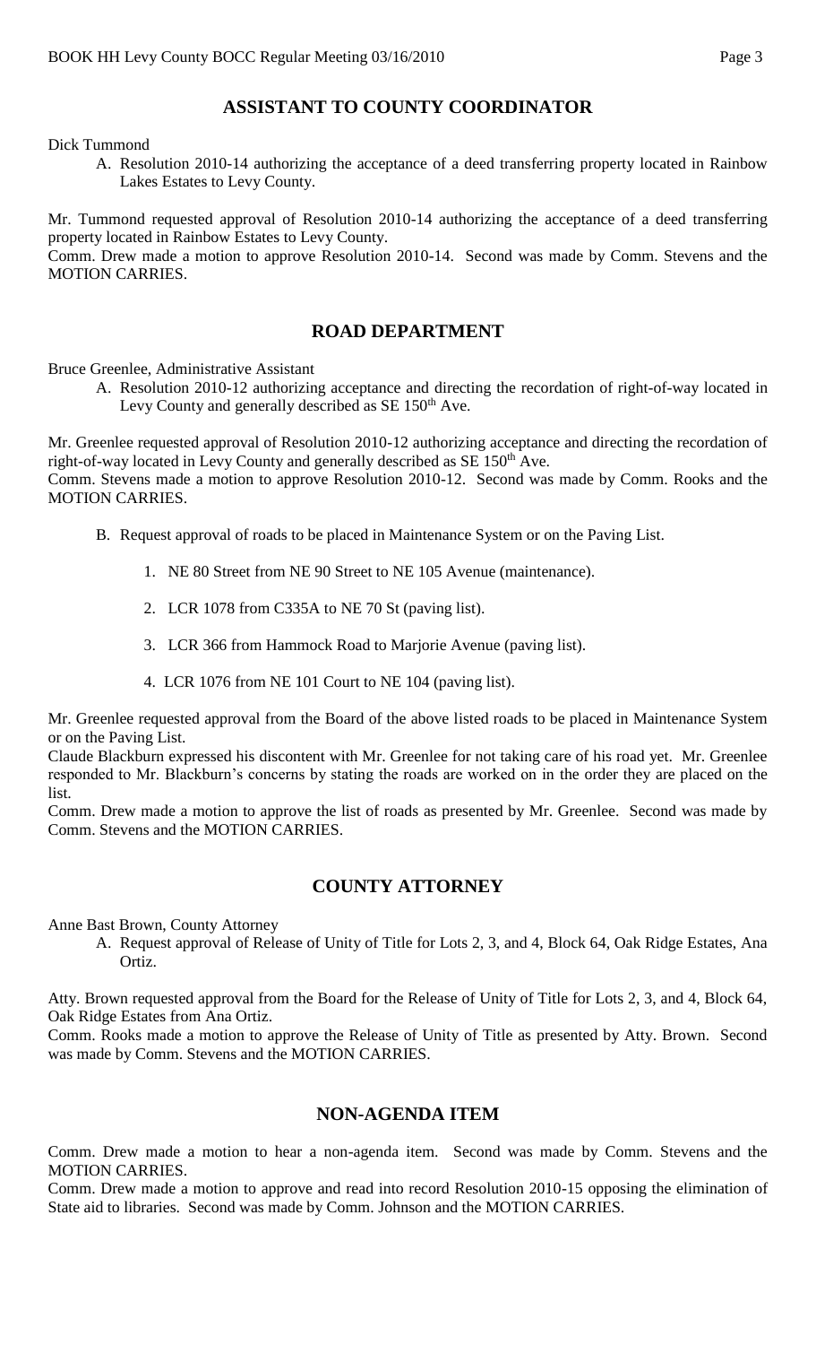## ASSISTANT TO COUNTY COORDINATOR

Dick Tummond

A. Resolution 2010-14 authorizing the acceptance of a deed transferring property located in Rainbow Lakes Estates to Levy County.

Mr. Tummond requested approval of Resolution 2010-14 authorizing the acceptance of a deed transferring property located in Rainbow Estates to Levy County.

Comm. Drew made a motion to approve Resolution 2010-14. Second was made by Comm. Stevens and the MOTION CARRIES.

## ROAD DEPARTMENT

Bruce Greenlee, Administrative Assistant

A. Resolution 2010-12 authorizing acceptance and directing the recordation of right-of-way located in Levy County and generally described as SE 150th Ave.

Mr. Greenlee requested approval of Resolution 2010-12 authorizing acceptance and directing the recordation of right-of-way located in Levy County and generally described as SE 150th Ave.

Comm. Stevens made a motion to approve Resolution 2010-12. Second was made by Comm. Rooks and the MOTION CARRIES.

B. Request approval of roads to be placed in Maintenance System or on the Paving List.

1. NE 80 Street from NE 90 Street to NE 105 Avenue (maintenance).
2. LCR 1078 from C335A to NE 70 St (paving list).
3. LCR 366 from Hammock Road to Marjorie Avenue (paving list).
4. LCR 1076 from NE 101 Court to NE 104 (paving list).

Mr. Greenlee requested approval from the Board of the above listed roads to be placed in Maintenance System or on the Paving List.

Claude Blackburn expressed his discontent with Mr. Greenlee for not taking care of his road yet. Mr. Greenlee responded to Mr. Blackburn's concerns by stating the roads are worked on in the order they are placed on the list.

Comm. Drew made a motion to approve the list of roads as presented by Mr. Greenlee. Second was made by Comm. Stevens and the MOTION CARRIES.

## COUNTY ATTORNEY

Anne Bast Brown, County Attorney

A. Request approval of Release of Unity of Title for Lots 2, 3, and 4, Block 64, Oak Ridge Estates, Ana Ortiz.

Atty. Brown requested approval from the Board for the Release of Unity of Title for Lots 2, 3, and 4, Block 64, Oak Ridge Estates from Ana Ortiz.

Comm. Rooks made a motion to approve the Release of Unity of Title as presented by Atty. Brown. Second was made by Comm. Stevens and the MOTION CARRIES.

## NON-AGENDA ITEM

Comm. Drew made a motion to hear a non-agenda item. Second was made by Comm. Stevens and the MOTION CARRIES.

Comm. Drew made a motion to approve and read into record Resolution 2010-15 opposing the elimination of State aid to libraries. Second was made by Comm. Johnson and the MOTION CARRIES.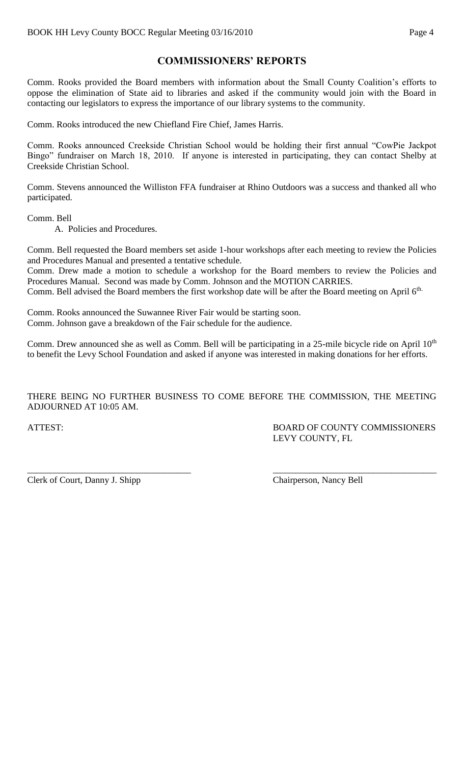## COMMISSIONERS' REPORTS

Comm. Rooks provided the Board members with information about the Small County Coalition's efforts to oppose the elimination of State aid to libraries and asked if the community would join with the Board in contacting our legislators to express the importance of our library systems to the community.

Comm. Rooks introduced the new Chiefland Fire Chief, James Harris.

Comm. Rooks announced Creekside Christian School would be holding their first annual "CowPie Jackpot Bingo" fundraiser on March 18, 2010. If anyone is interested in participating, they can contact Shelby at Creekside Christian School.

Comm. Stevens announced the Williston FFA fundraiser at Rhino Outdoors was a success and thanked all who participated.

Comm. Bell

A. Policies and Procedures.

Comm. Bell requested the Board members set aside 1-hour workshops after each meeting to review the Policies and Procedures Manual and presented a tentative schedule.
Comm. Drew made a motion to schedule a workshop for the Board members to review the Policies and Procedures Manual. Second was made by Comm. Johnson and the MOTION CARRIES.
Comm. Bell advised the Board members the first workshop date will be after the Board meeting on April 6th.

Comm. Rooks announced the Suwannee River Fair would be starting soon.
Comm. Johnson gave a breakdown of the Fair schedule for the audience.

Comm. Drew announced she as well as Comm. Bell will be participating in a 25-mile bicycle ride on April 10th to benefit the Levy School Foundation and asked if anyone was interested in making donations for her efforts.

THERE BEING NO FURTHER BUSINESS TO COME BEFORE THE COMMISSION, THE MEETING ADJOURNED AT 10:05 AM.

ATTEST:

BOARD OF COUNTY COMMISSIONERS
LEVY COUNTY, FL

___________________________________

Clerk of Court, Danny J. Shipp

___________________________________

Chairperson, Nancy Bell